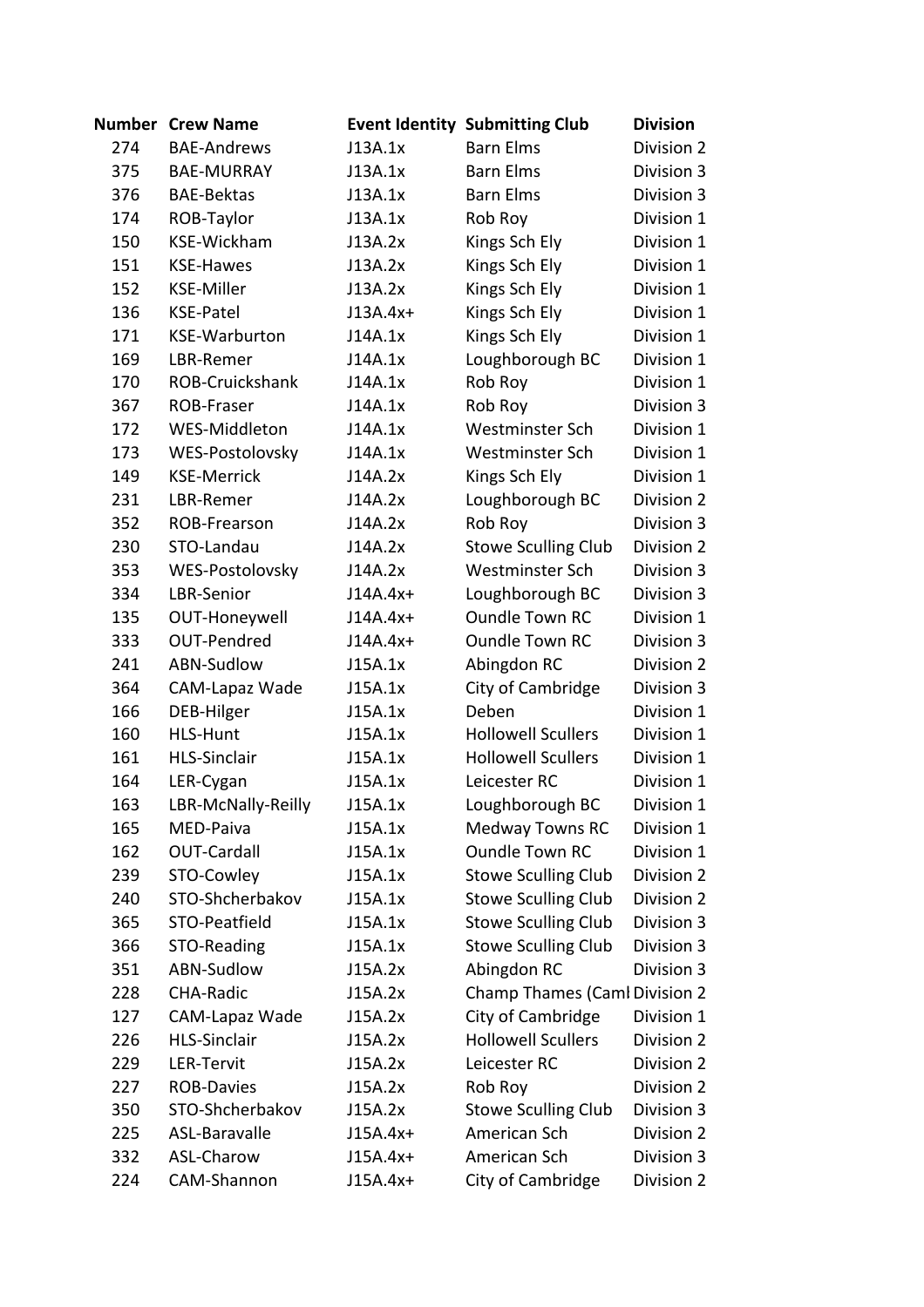| Number | Crew Name | Event Identity | Submitting Club | Division |
|---|---|---|---|---|
| 274 | BAE-Andrews | J13A.1x | Barn Elms | Division 2 |
| 375 | BAE-MURRAY | J13A.1x | Barn Elms | Division 3 |
| 376 | BAE-Bektas | J13A.1x | Barn Elms | Division 3 |
| 174 | ROB-Taylor | J13A.1x | Rob Roy | Division 1 |
| 150 | KSE-Wickham | J13A.2x | Kings Sch Ely | Division 1 |
| 151 | KSE-Hawes | J13A.2x | Kings Sch Ely | Division 1 |
| 152 | KSE-Miller | J13A.2x | Kings Sch Ely | Division 1 |
| 136 | KSE-Patel | J13A.4x+ | Kings Sch Ely | Division 1 |
| 171 | KSE-Warburton | J14A.1x | Kings Sch Ely | Division 1 |
| 169 | LBR-Remer | J14A.1x | Loughborough BC | Division 1 |
| 170 | ROB-Cruickshank | J14A.1x | Rob Roy | Division 1 |
| 367 | ROB-Fraser | J14A.1x | Rob Roy | Division 3 |
| 172 | WES-Middleton | J14A.1x | Westminster Sch | Division 1 |
| 173 | WES-Postolovsky | J14A.1x | Westminster Sch | Division 1 |
| 149 | KSE-Merrick | J14A.2x | Kings Sch Ely | Division 1 |
| 231 | LBR-Remer | J14A.2x | Loughborough BC | Division 2 |
| 352 | ROB-Frearson | J14A.2x | Rob Roy | Division 3 |
| 230 | STO-Landau | J14A.2x | Stowe Sculling Club | Division 2 |
| 353 | WES-Postolovsky | J14A.2x | Westminster Sch | Division 3 |
| 334 | LBR-Senior | J14A.4x+ | Loughborough BC | Division 3 |
| 135 | OUT-Honeywell | J14A.4x+ | Oundle Town RC | Division 1 |
| 333 | OUT-Pendred | J14A.4x+ | Oundle Town RC | Division 3 |
| 241 | ABN-Sudlow | J15A.1x | Abingdon RC | Division 2 |
| 364 | CAM-Lapaz Wade | J15A.1x | City of Cambridge | Division 3 |
| 166 | DEB-Hilger | J15A.1x | Deben | Division 1 |
| 160 | HLS-Hunt | J15A.1x | Hollowell Scullers | Division 1 |
| 161 | HLS-Sinclair | J15A.1x | Hollowell Scullers | Division 1 |
| 164 | LER-Cygan | J15A.1x | Leicester RC | Division 1 |
| 163 | LBR-McNally-Reilly | J15A.1x | Loughborough BC | Division 1 |
| 165 | MED-Paiva | J15A.1x | Medway Towns RC | Division 1 |
| 162 | OUT-Cardall | J15A.1x | Oundle Town RC | Division 1 |
| 239 | STO-Cowley | J15A.1x | Stowe Sculling Club | Division 2 |
| 240 | STO-Shcherbakov | J15A.1x | Stowe Sculling Club | Division 2 |
| 365 | STO-Peatfield | J15A.1x | Stowe Sculling Club | Division 3 |
| 366 | STO-Reading | J15A.1x | Stowe Sculling Club | Division 3 |
| 351 | ABN-Sudlow | J15A.2x | Abingdon RC | Division 3 |
| 228 | CHA-Radic | J15A.2x | Champ Thames (Caml | Division 2 |
| 127 | CAM-Lapaz Wade | J15A.2x | City of Cambridge | Division 1 |
| 226 | HLS-Sinclair | J15A.2x | Hollowell Scullers | Division 2 |
| 229 | LER-Tervit | J15A.2x | Leicester RC | Division 2 |
| 227 | ROB-Davies | J15A.2x | Rob Roy | Division 2 |
| 350 | STO-Shcherbakov | J15A.2x | Stowe Sculling Club | Division 3 |
| 225 | ASL-Baravalle | J15A.4x+ | American Sch | Division 2 |
| 332 | ASL-Charow | J15A.4x+ | American Sch | Division 3 |
| 224 | CAM-Shannon | J15A.4x+ | City of Cambridge | Division 2 |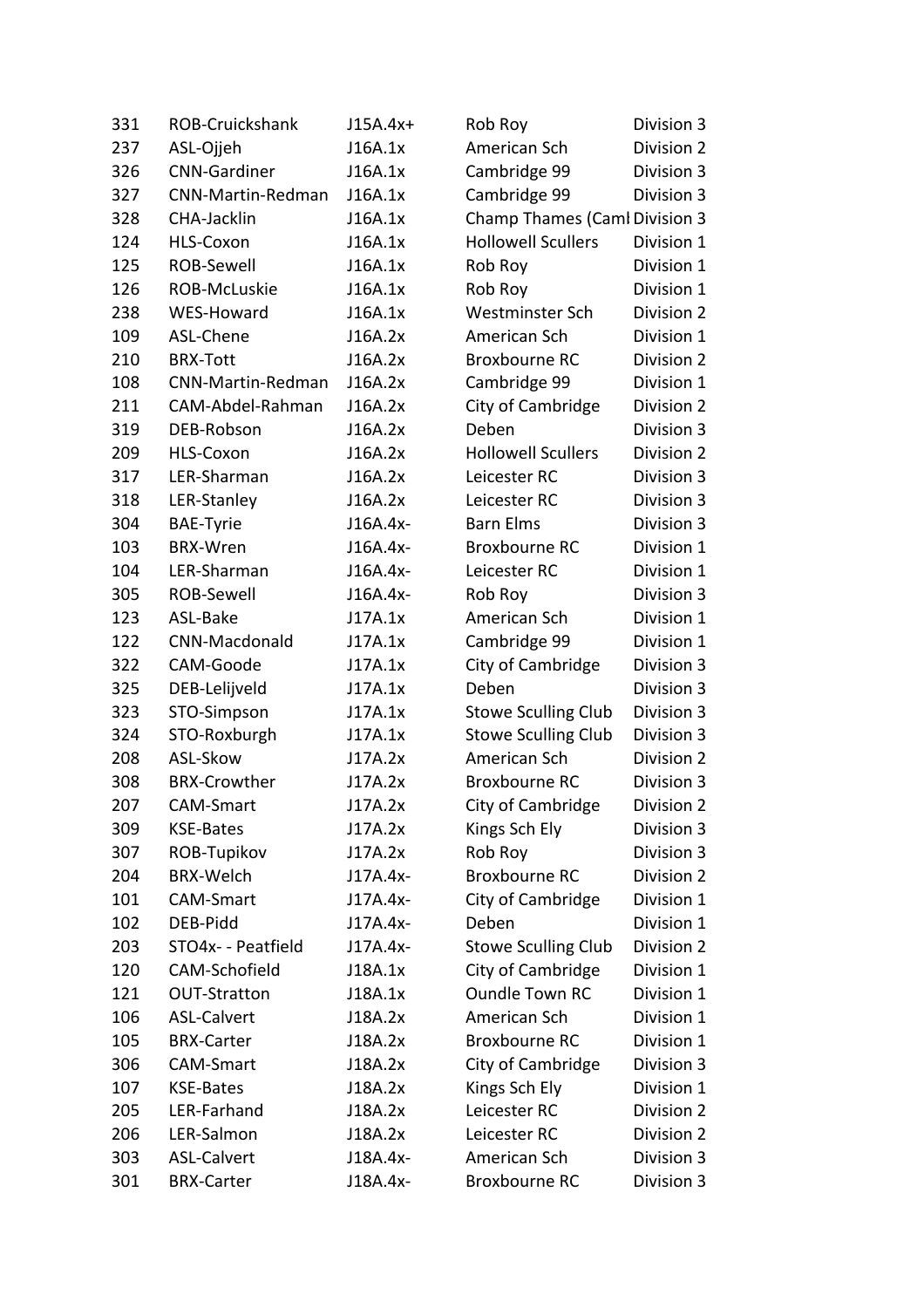| | | | | |
|---|---|---|---|---|
| 331 | ROB-Cruickshank | J15A.4x+ | Rob Roy | Division 3 |
| 237 | ASL-Ojjeh | J16A.1x | American Sch | Division 2 |
| 326 | CNN-Gardiner | J16A.1x | Cambridge 99 | Division 3 |
| 327 | CNN-Martin-Redman | J16A.1x | Cambridge 99 | Division 3 |
| 328 | CHA-Jacklin | J16A.1x | Champ Thames (Caml | Division 3 |
| 124 | HLS-Coxon | J16A.1x | Hollowell Scullers | Division 1 |
| 125 | ROB-Sewell | J16A.1x | Rob Roy | Division 1 |
| 126 | ROB-McLuskie | J16A.1x | Rob Roy | Division 1 |
| 238 | WES-Howard | J16A.1x | Westminster Sch | Division 2 |
| 109 | ASL-Chene | J16A.2x | American Sch | Division 1 |
| 210 | BRX-Tott | J16A.2x | Broxbourne RC | Division 2 |
| 108 | CNN-Martin-Redman | J16A.2x | Cambridge 99 | Division 1 |
| 211 | CAM-Abdel-Rahman | J16A.2x | City of Cambridge | Division 2 |
| 319 | DEB-Robson | J16A.2x | Deben | Division 3 |
| 209 | HLS-Coxon | J16A.2x | Hollowell Scullers | Division 2 |
| 317 | LER-Sharman | J16A.2x | Leicester RC | Division 3 |
| 318 | LER-Stanley | J16A.2x | Leicester RC | Division 3 |
| 304 | BAE-Tyrie | J16A.4x- | Barn Elms | Division 3 |
| 103 | BRX-Wren | J16A.4x- | Broxbourne RC | Division 1 |
| 104 | LER-Sharman | J16A.4x- | Leicester RC | Division 1 |
| 305 | ROB-Sewell | J16A.4x- | Rob Roy | Division 3 |
| 123 | ASL-Bake | J17A.1x | American Sch | Division 1 |
| 122 | CNN-Macdonald | J17A.1x | Cambridge 99 | Division 1 |
| 322 | CAM-Goode | J17A.1x | City of Cambridge | Division 3 |
| 325 | DEB-Lelijveld | J17A.1x | Deben | Division 3 |
| 323 | STO-Simpson | J17A.1x | Stowe Sculling Club | Division 3 |
| 324 | STO-Roxburgh | J17A.1x | Stowe Sculling Club | Division 3 |
| 208 | ASL-Skow | J17A.2x | American Sch | Division 2 |
| 308 | BRX-Crowther | J17A.2x | Broxbourne RC | Division 3 |
| 207 | CAM-Smart | J17A.2x | City of Cambridge | Division 2 |
| 309 | KSE-Bates | J17A.2x | Kings Sch Ely | Division 3 |
| 307 | ROB-Tupikov | J17A.2x | Rob Roy | Division 3 |
| 204 | BRX-Welch | J17A.4x- | Broxbourne RC | Division 2 |
| 101 | CAM-Smart | J17A.4x- | City of Cambridge | Division 1 |
| 102 | DEB-Pidd | J17A.4x- | Deben | Division 1 |
| 203 | STO4x- - Peatfield | J17A.4x- | Stowe Sculling Club | Division 2 |
| 120 | CAM-Schofield | J18A.1x | City of Cambridge | Division 1 |
| 121 | OUT-Stratton | J18A.1x | Oundle Town RC | Division 1 |
| 106 | ASL-Calvert | J18A.2x | American Sch | Division 1 |
| 105 | BRX-Carter | J18A.2x | Broxbourne RC | Division 1 |
| 306 | CAM-Smart | J18A.2x | City of Cambridge | Division 3 |
| 107 | KSE-Bates | J18A.2x | Kings Sch Ely | Division 1 |
| 205 | LER-Farhand | J18A.2x | Leicester RC | Division 2 |
| 206 | LER-Salmon | J18A.2x | Leicester RC | Division 2 |
| 303 | ASL-Calvert | J18A.4x- | American Sch | Division 3 |
| 301 | BRX-Carter | J18A.4x- | Broxbourne RC | Division 3 |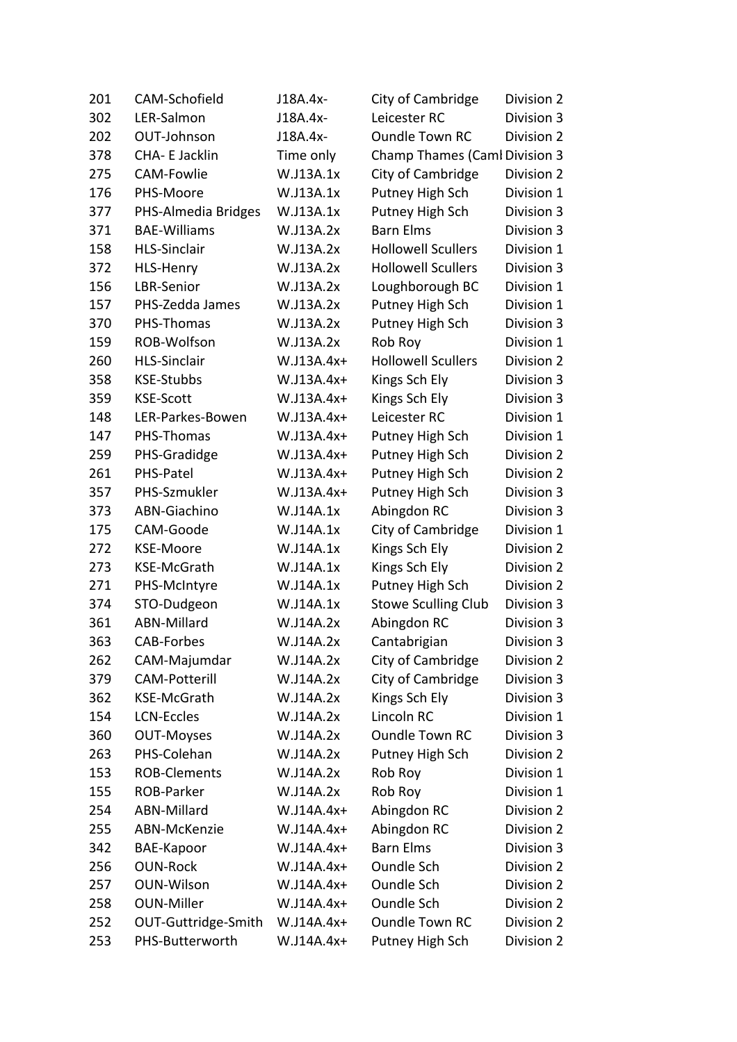| | | | | |
|---|---|---|---|---|
| 201 | CAM-Schofield | J18A.4x- | City of Cambridge | Division 2 |
| 302 | LER-Salmon | J18A.4x- | Leicester RC | Division 3 |
| 202 | OUT-Johnson | J18A.4x- | Oundle Town RC | Division 2 |
| 378 | CHA- E Jacklin | Time only | Champ Thames (Caml | Division 3 |
| 275 | CAM-Fowlie | W.J13A.1x | City of Cambridge | Division 2 |
| 176 | PHS-Moore | W.J13A.1x | Putney High Sch | Division 1 |
| 377 | PHS-Almedia Bridges | W.J13A.1x | Putney High Sch | Division 3 |
| 371 | BAE-Williams | W.J13A.2x | Barn Elms | Division 3 |
| 158 | HLS-Sinclair | W.J13A.2x | Hollowell Scullers | Division 1 |
| 372 | HLS-Henry | W.J13A.2x | Hollowell Scullers | Division 3 |
| 156 | LBR-Senior | W.J13A.2x | Loughborough BC | Division 1 |
| 157 | PHS-Zedda James | W.J13A.2x | Putney High Sch | Division 1 |
| 370 | PHS-Thomas | W.J13A.2x | Putney High Sch | Division 3 |
| 159 | ROB-Wolfson | W.J13A.2x | Rob Roy | Division 1 |
| 260 | HLS-Sinclair | W.J13A.4x+ | Hollowell Scullers | Division 2 |
| 358 | KSE-Stubbs | W.J13A.4x+ | Kings Sch Ely | Division 3 |
| 359 | KSE-Scott | W.J13A.4x+ | Kings Sch Ely | Division 3 |
| 148 | LER-Parkes-Bowen | W.J13A.4x+ | Leicester RC | Division 1 |
| 147 | PHS-Thomas | W.J13A.4x+ | Putney High Sch | Division 1 |
| 259 | PHS-Gradidge | W.J13A.4x+ | Putney High Sch | Division 2 |
| 261 | PHS-Patel | W.J13A.4x+ | Putney High Sch | Division 2 |
| 357 | PHS-Szmukler | W.J13A.4x+ | Putney High Sch | Division 3 |
| 373 | ABN-Giachino | W.J14A.1x | Abingdon RC | Division 3 |
| 175 | CAM-Goode | W.J14A.1x | City of Cambridge | Division 1 |
| 272 | KSE-Moore | W.J14A.1x | Kings Sch Ely | Division 2 |
| 273 | KSE-McGrath | W.J14A.1x | Kings Sch Ely | Division 2 |
| 271 | PHS-McIntyre | W.J14A.1x | Putney High Sch | Division 2 |
| 374 | STO-Dudgeon | W.J14A.1x | Stowe Sculling Club | Division 3 |
| 361 | ABN-Millard | W.J14A.2x | Abingdon RC | Division 3 |
| 363 | CAB-Forbes | W.J14A.2x | Cantabrigian | Division 3 |
| 262 | CAM-Majumdar | W.J14A.2x | City of Cambridge | Division 2 |
| 379 | CAM-Potterill | W.J14A.2x | City of Cambridge | Division 3 |
| 362 | KSE-McGrath | W.J14A.2x | Kings Sch Ely | Division 3 |
| 154 | LCN-Eccles | W.J14A.2x | Lincoln RC | Division 1 |
| 360 | OUT-Moyses | W.J14A.2x | Oundle Town RC | Division 3 |
| 263 | PHS-Colehan | W.J14A.2x | Putney High Sch | Division 2 |
| 153 | ROB-Clements | W.J14A.2x | Rob Roy | Division 1 |
| 155 | ROB-Parker | W.J14A.2x | Rob Roy | Division 1 |
| 254 | ABN-Millard | W.J14A.4x+ | Abingdon RC | Division 2 |
| 255 | ABN-McKenzie | W.J14A.4x+ | Abingdon RC | Division 2 |
| 342 | BAE-Kapoor | W.J14A.4x+ | Barn Elms | Division 3 |
| 256 | OUN-Rock | W.J14A.4x+ | Oundle Sch | Division 2 |
| 257 | OUN-Wilson | W.J14A.4x+ | Oundle Sch | Division 2 |
| 258 | OUN-Miller | W.J14A.4x+ | Oundle Sch | Division 2 |
| 252 | OUT-Guttridge-Smith | W.J14A.4x+ | Oundle Town RC | Division 2 |
| 253 | PHS-Butterworth | W.J14A.4x+ | Putney High Sch | Division 2 |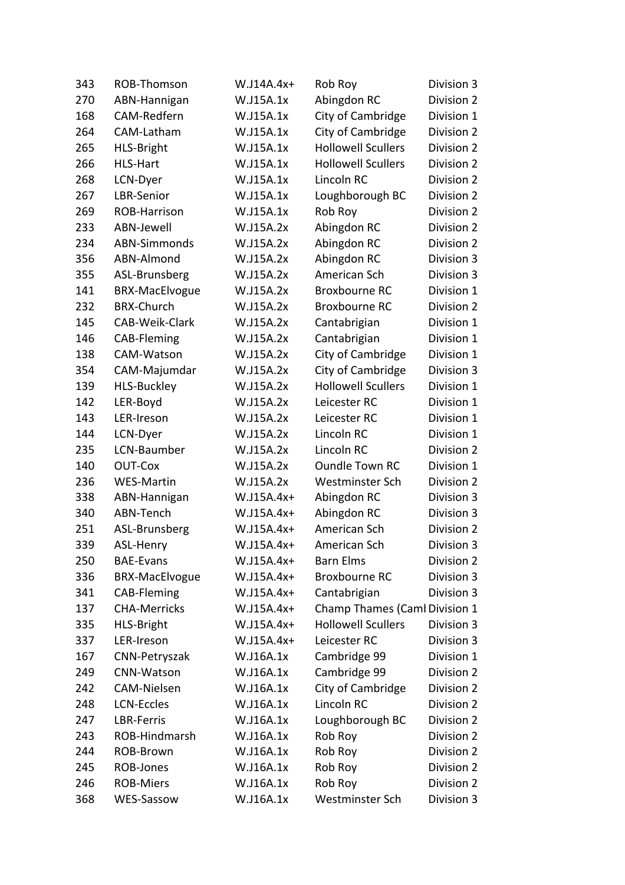| | | | | |
|---|---|---|---|---|
| 343 | ROB-Thomson | W.J14A.4x+ | Rob Roy | Division 3 |
| 270 | ABN-Hannigan | W.J15A.1x | Abingdon RC | Division 2 |
| 168 | CAM-Redfern | W.J15A.1x | City of Cambridge | Division 1 |
| 264 | CAM-Latham | W.J15A.1x | City of Cambridge | Division 2 |
| 265 | HLS-Bright | W.J15A.1x | Hollowell Scullers | Division 2 |
| 266 | HLS-Hart | W.J15A.1x | Hollowell Scullers | Division 2 |
| 268 | LCN-Dyer | W.J15A.1x | Lincoln RC | Division 2 |
| 267 | LBR-Senior | W.J15A.1x | Loughborough BC | Division 2 |
| 269 | ROB-Harrison | W.J15A.1x | Rob Roy | Division 2 |
| 233 | ABN-Jewell | W.J15A.2x | Abingdon RC | Division 2 |
| 234 | ABN-Simmonds | W.J15A.2x | Abingdon RC | Division 2 |
| 356 | ABN-Almond | W.J15A.2x | Abingdon RC | Division 3 |
| 355 | ASL-Brunsberg | W.J15A.2x | American Sch | Division 3 |
| 141 | BRX-MacElvogue | W.J15A.2x | Broxbourne RC | Division 1 |
| 232 | BRX-Church | W.J15A.2x | Broxbourne RC | Division 2 |
| 145 | CAB-Weik-Clark | W.J15A.2x | Cantabrigian | Division 1 |
| 146 | CAB-Fleming | W.J15A.2x | Cantabrigian | Division 1 |
| 138 | CAM-Watson | W.J15A.2x | City of Cambridge | Division 1 |
| 354 | CAM-Majumdar | W.J15A.2x | City of Cambridge | Division 3 |
| 139 | HLS-Buckley | W.J15A.2x | Hollowell Scullers | Division 1 |
| 142 | LER-Boyd | W.J15A.2x | Leicester RC | Division 1 |
| 143 | LER-Ireson | W.J15A.2x | Leicester RC | Division 1 |
| 144 | LCN-Dyer | W.J15A.2x | Lincoln RC | Division 1 |
| 235 | LCN-Baumber | W.J15A.2x | Lincoln RC | Division 2 |
| 140 | OUT-Cox | W.J15A.2x | Oundle Town RC | Division 1 |
| 236 | WES-Martin | W.J15A.2x | Westminster Sch | Division 2 |
| 338 | ABN-Hannigan | W.J15A.4x+ | Abingdon RC | Division 3 |
| 340 | ABN-Tench | W.J15A.4x+ | Abingdon RC | Division 3 |
| 251 | ASL-Brunsberg | W.J15A.4x+ | American Sch | Division 2 |
| 339 | ASL-Henry | W.J15A.4x+ | American Sch | Division 3 |
| 250 | BAE-Evans | W.J15A.4x+ | Barn Elms | Division 2 |
| 336 | BRX-MacElvogue | W.J15A.4x+ | Broxbourne RC | Division 3 |
| 341 | CAB-Fleming | W.J15A.4x+ | Cantabrigian | Division 3 |
| 137 | CHA-Merricks | W.J15A.4x+ | Champ Thames (Caml | Division 1 |
| 335 | HLS-Bright | W.J15A.4x+ | Hollowell Scullers | Division 3 |
| 337 | LER-Ireson | W.J15A.4x+ | Leicester RC | Division 3 |
| 167 | CNN-Petryszak | W.J16A.1x | Cambridge 99 | Division 1 |
| 249 | CNN-Watson | W.J16A.1x | Cambridge 99 | Division 2 |
| 242 | CAM-Nielsen | W.J16A.1x | City of Cambridge | Division 2 |
| 248 | LCN-Eccles | W.J16A.1x | Lincoln RC | Division 2 |
| 247 | LBR-Ferris | W.J16A.1x | Loughborough BC | Division 2 |
| 243 | ROB-Hindmarsh | W.J16A.1x | Rob Roy | Division 2 |
| 244 | ROB-Brown | W.J16A.1x | Rob Roy | Division 2 |
| 245 | ROB-Jones | W.J16A.1x | Rob Roy | Division 2 |
| 246 | ROB-Miers | W.J16A.1x | Rob Roy | Division 2 |
| 368 | WES-Sassow | W.J16A.1x | Westminster Sch | Division 3 |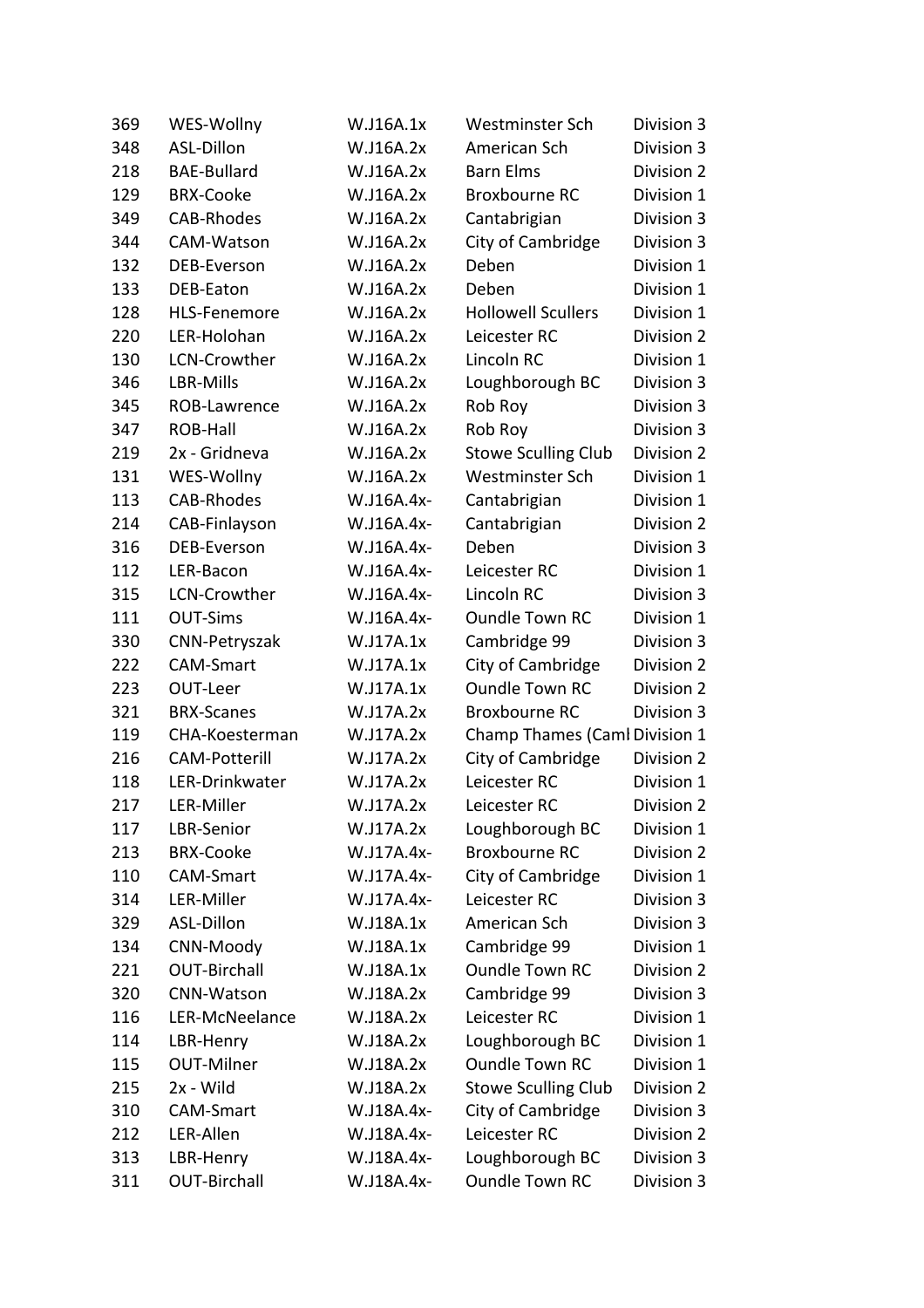| | | | | |
|---|---|---|---|---|
| 369 | WES-Wollny | W.J16A.1x | Westminster Sch | Division 3 |
| 348 | ASL-Dillon | W.J16A.2x | American Sch | Division 3 |
| 218 | BAE-Bullard | W.J16A.2x | Barn Elms | Division 2 |
| 129 | BRX-Cooke | W.J16A.2x | Broxbourne RC | Division 1 |
| 349 | CAB-Rhodes | W.J16A.2x | Cantabrigian | Division 3 |
| 344 | CAM-Watson | W.J16A.2x | City of Cambridge | Division 3 |
| 132 | DEB-Everson | W.J16A.2x | Deben | Division 1 |
| 133 | DEB-Eaton | W.J16A.2x | Deben | Division 1 |
| 128 | HLS-Fenemore | W.J16A.2x | Hollowell Scullers | Division 1 |
| 220 | LER-Holohan | W.J16A.2x | Leicester RC | Division 2 |
| 130 | LCN-Crowther | W.J16A.2x | Lincoln RC | Division 1 |
| 346 | LBR-Mills | W.J16A.2x | Loughborough BC | Division 3 |
| 345 | ROB-Lawrence | W.J16A.2x | Rob Roy | Division 3 |
| 347 | ROB-Hall | W.J16A.2x | Rob Roy | Division 3 |
| 219 | 2x - Gridneva | W.J16A.2x | Stowe Sculling Club | Division 2 |
| 131 | WES-Wollny | W.J16A.2x | Westminster Sch | Division 1 |
| 113 | CAB-Rhodes | W.J16A.4x- | Cantabrigian | Division 1 |
| 214 | CAB-Finlayson | W.J16A.4x- | Cantabrigian | Division 2 |
| 316 | DEB-Everson | W.J16A.4x- | Deben | Division 3 |
| 112 | LER-Bacon | W.J16A.4x- | Leicester RC | Division 1 |
| 315 | LCN-Crowther | W.J16A.4x- | Lincoln RC | Division 3 |
| 111 | OUT-Sims | W.J16A.4x- | Oundle Town RC | Division 1 |
| 330 | CNN-Petryszak | W.J17A.1x | Cambridge 99 | Division 3 |
| 222 | CAM-Smart | W.J17A.1x | City of Cambridge | Division 2 |
| 223 | OUT-Leer | W.J17A.1x | Oundle Town RC | Division 2 |
| 321 | BRX-Scanes | W.J17A.2x | Broxbourne RC | Division 3 |
| 119 | CHA-Koesterman | W.J17A.2x | Champ Thames (Caml | Division 1 |
| 216 | CAM-Potterill | W.J17A.2x | City of Cambridge | Division 2 |
| 118 | LER-Drinkwater | W.J17A.2x | Leicester RC | Division 1 |
| 217 | LER-Miller | W.J17A.2x | Leicester RC | Division 2 |
| 117 | LBR-Senior | W.J17A.2x | Loughborough BC | Division 1 |
| 213 | BRX-Cooke | W.J17A.4x- | Broxbourne RC | Division 2 |
| 110 | CAM-Smart | W.J17A.4x- | City of Cambridge | Division 1 |
| 314 | LER-Miller | W.J17A.4x- | Leicester RC | Division 3 |
| 329 | ASL-Dillon | W.J18A.1x | American Sch | Division 3 |
| 134 | CNN-Moody | W.J18A.1x | Cambridge 99 | Division 1 |
| 221 | OUT-Birchall | W.J18A.1x | Oundle Town RC | Division 2 |
| 320 | CNN-Watson | W.J18A.2x | Cambridge 99 | Division 3 |
| 116 | LER-McNeelance | W.J18A.2x | Leicester RC | Division 1 |
| 114 | LBR-Henry | W.J18A.2x | Loughborough BC | Division 1 |
| 115 | OUT-Milner | W.J18A.2x | Oundle Town RC | Division 1 |
| 215 | 2x - Wild | W.J18A.2x | Stowe Sculling Club | Division 2 |
| 310 | CAM-Smart | W.J18A.4x- | City of Cambridge | Division 3 |
| 212 | LER-Allen | W.J18A.4x- | Leicester RC | Division 2 |
| 313 | LBR-Henry | W.J18A.4x- | Loughborough BC | Division 3 |
| 311 | OUT-Birchall | W.J18A.4x- | Oundle Town RC | Division 3 |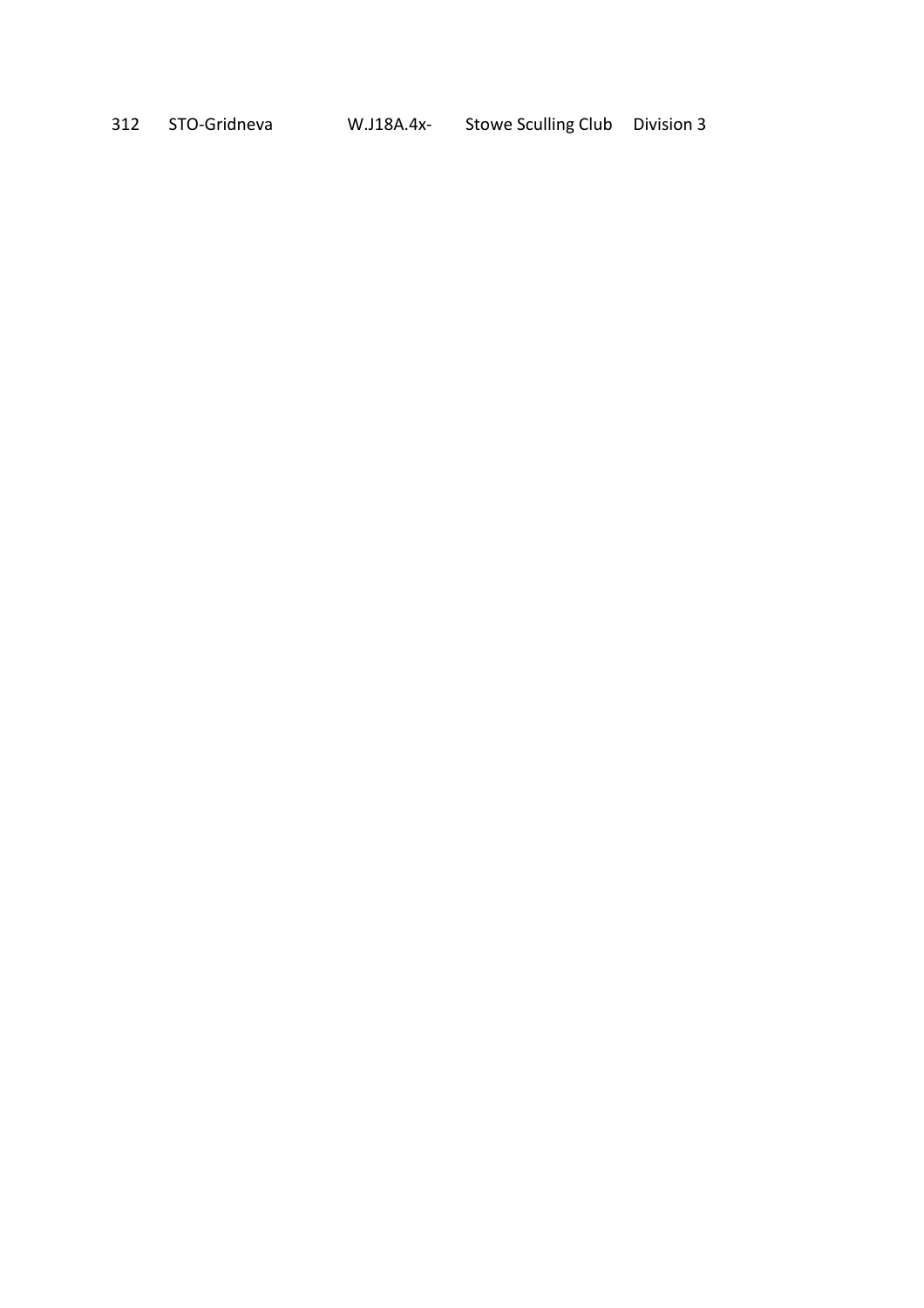| | | | | |
|---|---|---|---|---|
| 312 | STO-Gridneva | W.J18A.4x- | Stowe Sculling Club | Division 3 |